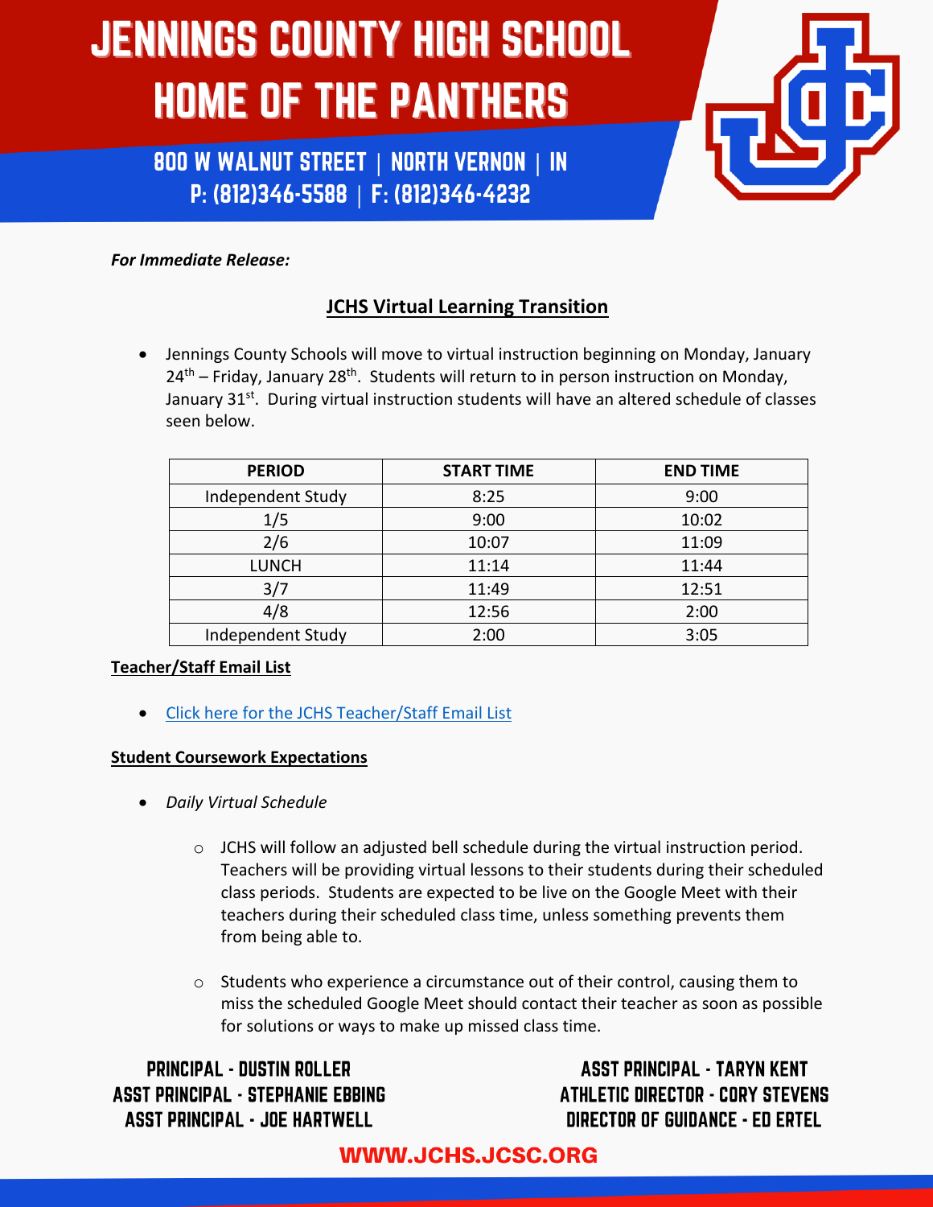# JENNINGS COUNTY HIGH SCHOOL
# HOME OF THE PANTHERS

800 W WALNUT STREET | NORTH VERNON | IN
P: (812)346-5588 | F: (812)346-4232

***For Immediate Release:***

## JCHS Virtual Learning Transition

- Jennings County Schools will move to virtual instruction beginning on Monday, January 24th – Friday, January 28th. Students will return to in person instruction on Monday, January 31st. During virtual instruction students will have an altered schedule of classes seen below.

| PERIOD | START TIME | END TIME |
|---|---|---|
| Independent Study | 8:25 | 9:00 |
| 1/5 | 9:00 | 10:02 |
| 2/6 | 10:07 | 11:09 |
| LUNCH | 11:14 | 11:44 |
| 3/7 | 11:49 | 12:51 |
| 4/8 | 12:56 | 2:00 |
| Independent Study | 2:00 | 3:05 |

**Teacher/Staff Email List**

- Click here for the JCHS Teacher/Staff Email List

**Student Coursework Expectations**

- *Daily Virtual Schedule*
  - JCHS will follow an adjusted bell schedule during the virtual instruction period. Teachers will be providing virtual lessons to their students during their scheduled class periods. Students are expected to be live on the Google Meet with their teachers during their scheduled class time, unless something prevents them from being able to.
  - Students who experience a circumstance out of their control, causing them to miss the scheduled Google Meet should contact their teacher as soon as possible for solutions or ways to make up missed class time.

PRINCIPAL - DUSTIN ROLLER
ASST PRINCIPAL - STEPHANIE EBBING
ASST PRINCIPAL - JOE HARTWELL

ASST PRINCIPAL - TARYN KENT
ATHLETIC DIRECTOR - CORY STEVENS
DIRECTOR OF GUIDANCE - ED ERTEL

WWW.JCHS.JCSC.ORG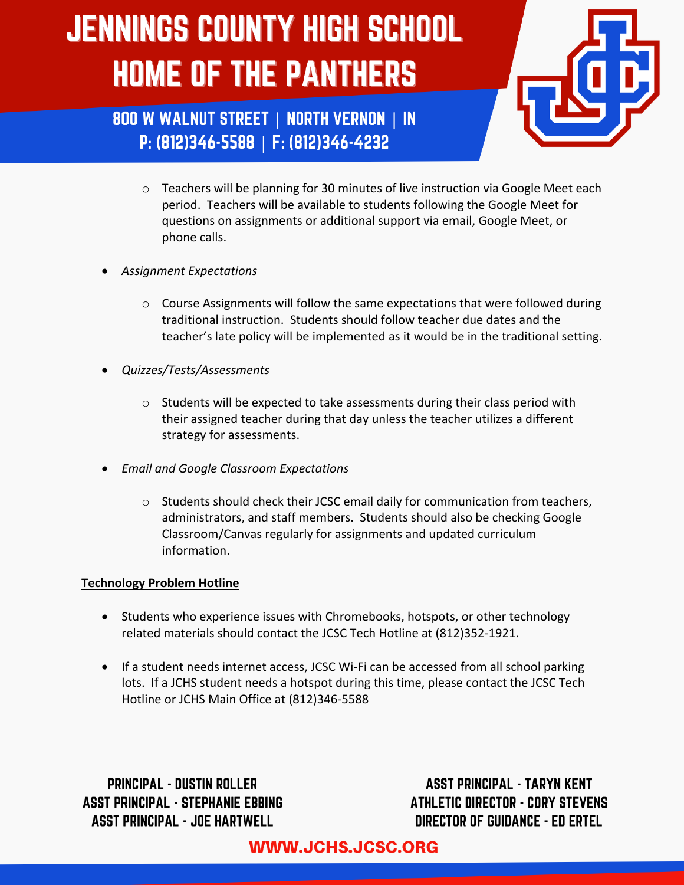- Teachers will be planning for 30 minutes of live instruction via Google Meet each period. Teachers will be available to students following the Google Meet for questions on assignments or additional support via email, Google Meet, or phone calls.

- *Assignment Expectations*
    - Course Assignments will follow the same expectations that were followed during traditional instruction. Students should follow teacher due dates and the teacher's late policy will be implemented as it would be in the traditional setting.

- *Quizzes/Tests/Assessments*
    - Students will be expected to take assessments during their class period with their assigned teacher during that day unless the teacher utilizes a different strategy for assessments.

- *Email and Google Classroom Expectations*
    - Students should check their JCSC email daily for communication from teachers, administrators, and staff members. Students should also be checking Google Classroom/Canvas regularly for assignments and updated curriculum information.

**Technology Problem Hotline**

- Students who experience issues with Chromebooks, hotspots, or other technology related materials should contact the JCSC Tech Hotline at (812)352-1921.

- If a student needs internet access, JCSC Wi-Fi can be accessed from all school parking lots. If a JCHS student needs a hotspot during this time, please contact the JCSC Tech Hotline or JCHS Main Office at (812)346-5588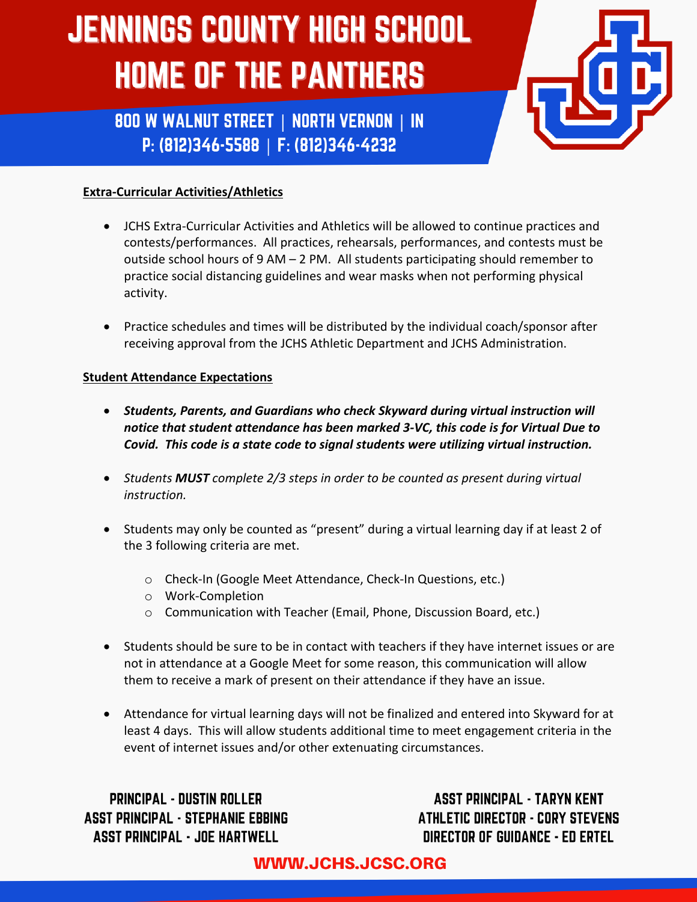# JENNINGS COUNTY HIGH SCHOOL HOME OF THE PANTHERS

800 W WALNUT STREET | NORTH VERNON | IN
P: (812)346-5588 | F: (812)346-4232

**Extra-Curricular Activities/Athletics**

- JCHS Extra-Curricular Activities and Athletics will be allowed to continue practices and contests/performances. All practices, rehearsals, performances, and contests must be outside school hours of 9 AM – 2 PM. All students participating should remember to practice social distancing guidelines and wear masks when not performing physical activity.
- Practice schedules and times will be distributed by the individual coach/sponsor after receiving approval from the JCHS Athletic Department and JCHS Administration.

**Student Attendance Expectations**

- ***Students, Parents, and Guardians who check Skyward during virtual instruction will notice that student attendance has been marked 3-VC, this code is for Virtual Due to Covid. This code is a state code to signal students were utilizing virtual instruction.***
- *Students **MUST** complete 2/3 steps in order to be counted as present during virtual instruction.*
- Students may only be counted as "present" during a virtual learning day if at least 2 of the 3 following criteria are met.
  - Check-In (Google Meet Attendance, Check-In Questions, etc.)
  - Work-Completion
  - Communication with Teacher (Email, Phone, Discussion Board, etc.)
- Students should be sure to be in contact with teachers if they have internet issues or are not in attendance at a Google Meet for some reason, this communication will allow them to receive a mark of present on their attendance if they have an issue.
- Attendance for virtual learning days will not be finalized and entered into Skyward for at least 4 days. This will allow students additional time to meet engagement criteria in the event of internet issues and/or other extenuating circumstances.

PRINCIPAL - DUSTIN ROLLER
ASST PRINCIPAL - STEPHANIE EBBING
ASST PRINCIPAL - JOE HARTWELL

ASST PRINCIPAL - TARYN KENT
ATHLETIC DIRECTOR - CORY STEVENS
DIRECTOR OF GUIDANCE - ED ERTEL

WWW.JCHS.JCSC.ORG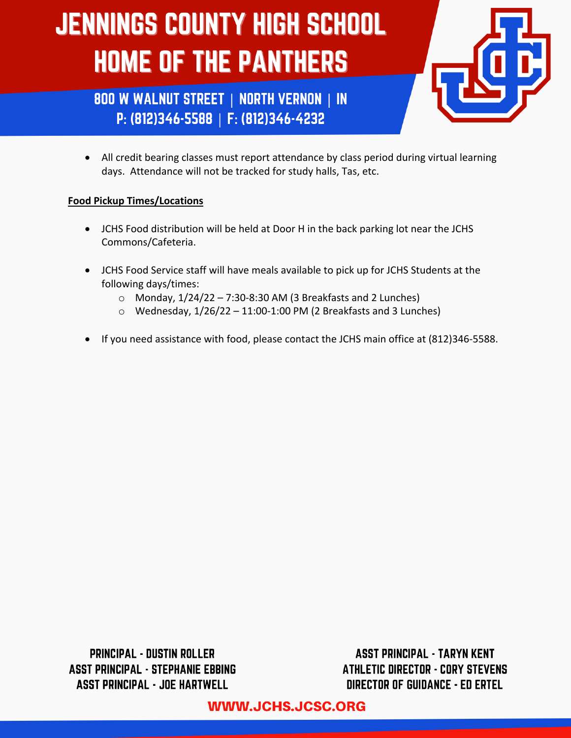- All credit bearing classes must report attendance by class period during virtual learning days. Attendance will not be tracked for study halls, Tas, etc.

**Food Pickup Times/Locations**

- JCHS Food distribution will be held at Door H in the back parking lot near the JCHS Commons/Cafeteria.

- JCHS Food Service staff will have meals available to pick up for JCHS Students at the following days/times:
  - Monday, 1/24/22 – 7:30-8:30 AM (3 Breakfasts and 2 Lunches)
  - Wednesday, 1/26/22 – 11:00-1:00 PM (2 Breakfasts and 3 Lunches)

- If you need assistance with food, please contact the JCHS main office at (812)346-5588.